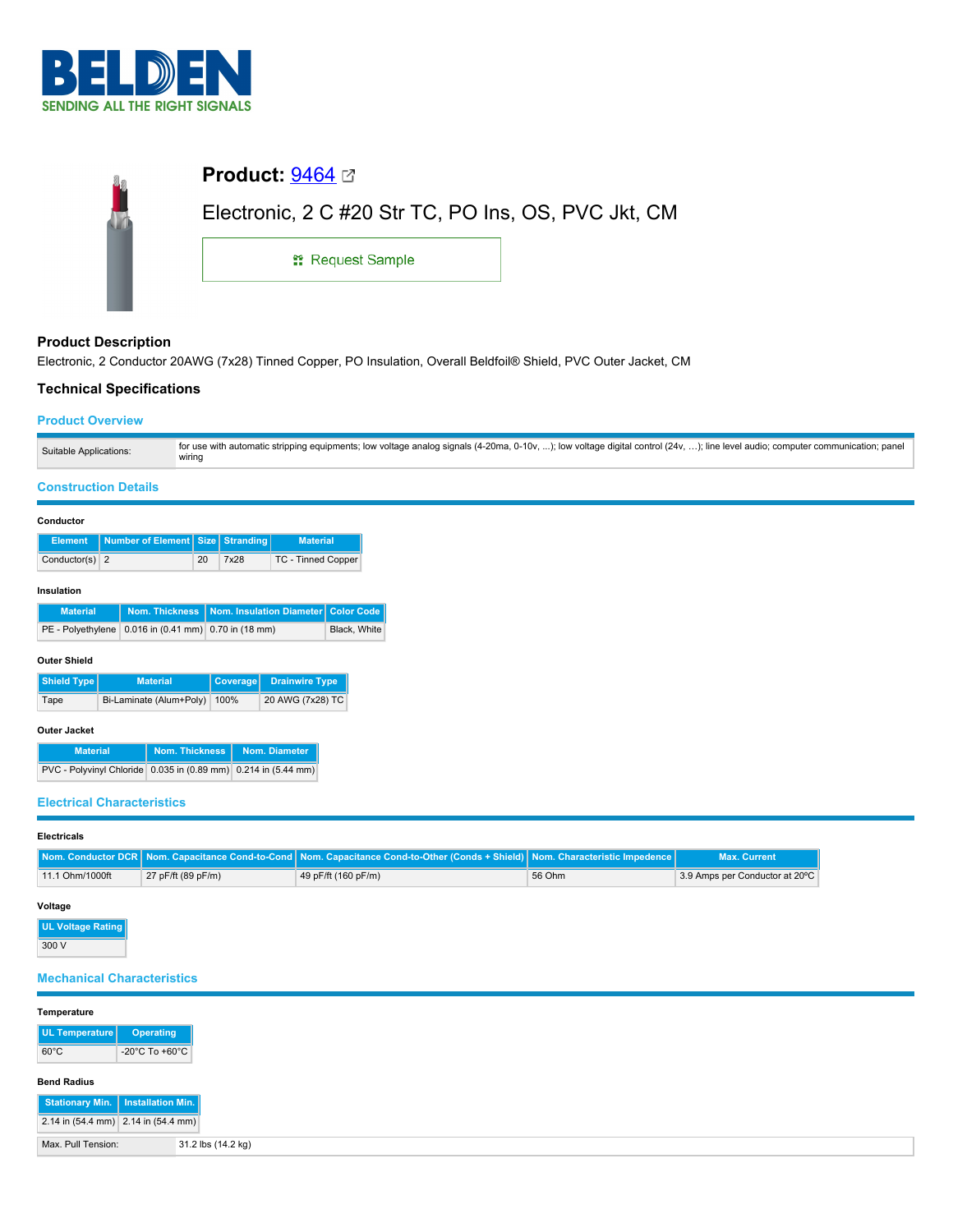# Product: 9464

Electronic, 2 C #20 Str TC, PO Ins, OS, PVC Jkt, CM

Request Sample

## Product Description

Electronic, 2 Conductor 20AWG (7x28) Tinned Copper, PO Insulation, Overall Beldfoil® Shield, PVC Outer Jacket, CM

## Technical Specifications

### Product Overview

| | |
|---|---|
| Suitable Applications: | for use with automatic stripping equipments; low voltage analog signals (4-20ma, 0-10v, ...); low voltage digital control (24v, ...); line level audio; computer communication; panel wiring |

### Construction Details

**Conductor**

| Element | Number of Element | Size | Stranding | Material |
|---|---|---|---|---|
| Conductor(s) | 2 | 20 | 7x28 | TC - Tinned Copper |

**Insulation**

| Material | Nom. Thickness | Nom. Insulation Diameter | Color Code |
|---|---|---|---|
| PE - Polyethylene | 0.016 in (0.41 mm) | 0.70 in (18 mm) | Black, White |

**Outer Shield**

| Shield Type | Material | Coverage | Drainwire Type |
|---|---|---|---|
| Tape | Bi-Laminate (Alum+Poly) | 100% | 20 AWG (7x28) TC |

**Outer Jacket**

| Material | Nom. Thickness | Nom. Diameter |
|---|---|---|
| PVC - Polyvinyl Chloride | 0.035 in (0.89 mm) | 0.214 in (5.44 mm) |

### Electrical Characteristics

**Electricals**

| Nom. Conductor DCR | Nom. Capacitance Cond-to-Cond | Nom. Capacitance Cond-to-Other (Conds + Shield) | Nom. Characteristic Impedence | Max. Current |
|---|---|---|---|---|
| 11.1 Ohm/1000ft | 27 pF/ft (89 pF/m) | 49 pF/ft (160 pF/m) | 56 Ohm | 3.9 Amps per Conductor at 20ºC |

**Voltage**

| UL Voltage Rating |
|---|
| 300 V |

### Mechanical Characteristics

**Temperature**

| UL Temperature | Operating |
|---|---|
| 60°C | -20°C To +60°C |

**Bend Radius**

| Stationary Min. | Installation Min. |
|---|---|
| 2.14 in (54.4 mm) | 2.14 in (54.4 mm) |

| | |
|---|---|
| Max. Pull Tension: | 31.2 lbs (14.2 kg) |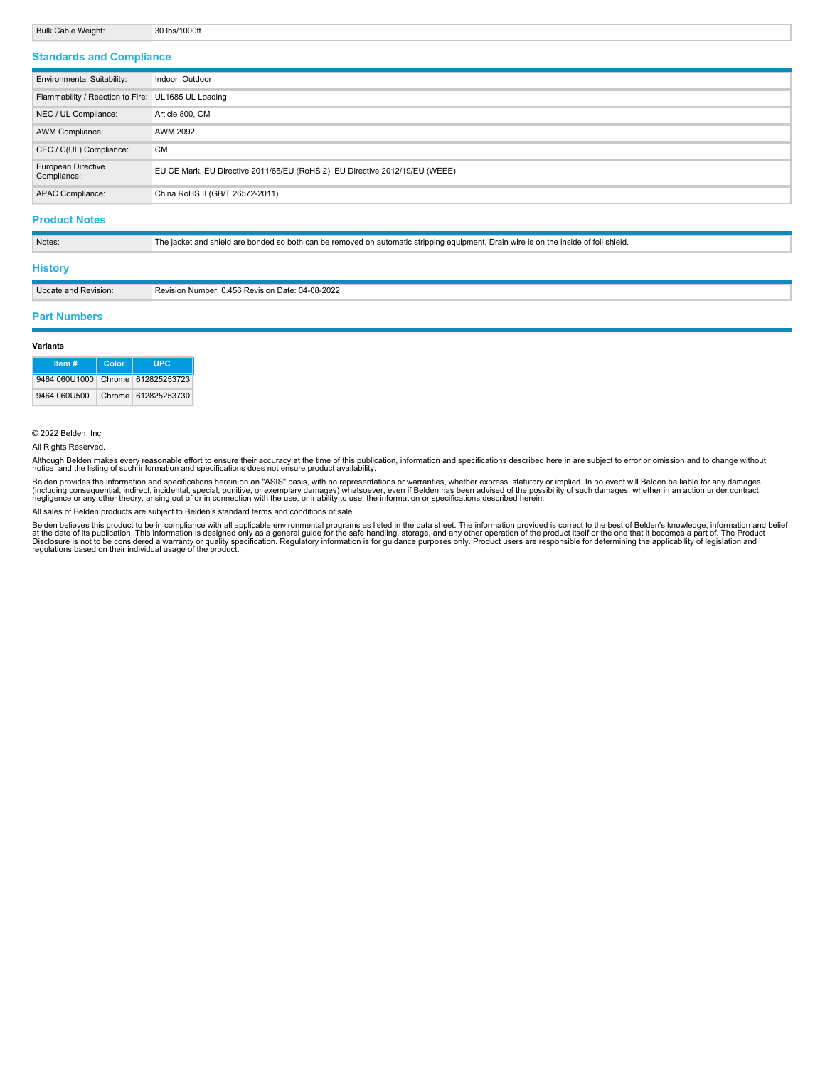| | |
|---|---|
| Bulk Cable Weight: | 30 lbs/1000ft |

## Standards and Compliance

| | |
|---|---|
| Environmental Suitability: | Indoor, Outdoor |
| Flammability / Reaction to Fire: | UL1685 UL Loading |
| NEC / UL Compliance: | Article 800, CM |
| AWM Compliance: | AWM 2092 |
| CEC / C(UL) Compliance: | CM |
| European Directive Compliance: | EU CE Mark, EU Directive 2011/65/EU (RoHS 2), EU Directive 2012/19/EU (WEEE) |
| APAC Compliance: | China RoHS II (GB/T 26572-2011) |

## Product Notes

| | |
|---|---|
| Notes: | The jacket and shield are bonded so both can be removed on automatic stripping equipment. Drain wire is on the inside of foil shield. |

## History

| | |
|---|---|
| Update and Revision: | Revision Number: 0.456 Revision Date: 04-08-2022 |

## Part Numbers

**Variants**

| Item # | Color | UPC |
|---|---|---|
| 9464 060U1000 | Chrome | 612825253723 |
| 9464 060U500 | Chrome | 612825253730 |

© 2022 Belden, Inc

All Rights Reserved.

Although Belden makes every reasonable effort to ensure their accuracy at the time of this publication, information and specifications described here in are subject to error or omission and to change without notice, and the listing of such information and specifications does not ensure product availability.

Belden provides the information and specifications herein on an "ASIS" basis, with no representations or warranties, whether express, statutory or implied. In no event will Belden be liable for any damages (including consequential, indirect, incidental, special, punitive, or exemplary damages) whatsoever, even if Belden has been advised of the possibility of such damages, whether in an action under contract, negligence or any other theory, arising out of or in connection with the use, or inability to use, the information or specifications described herein.

All sales of Belden products are subject to Belden's standard terms and conditions of sale.

Belden believes this product to be in compliance with all applicable environmental programs as listed in the data sheet. The information provided is correct to the best of Belden's knowledge, information and belief at the date of its publication. This information is designed only as a general guide for the safe handling, storage, and any other operation of the product itself or the one that it becomes a part of. The Product Disclosure is not to be considered a warranty or quality specification. Regulatory information is for guidance purposes only. Product users are responsible for determining the applicability of legislation and regulations based on their individual usage of the product.